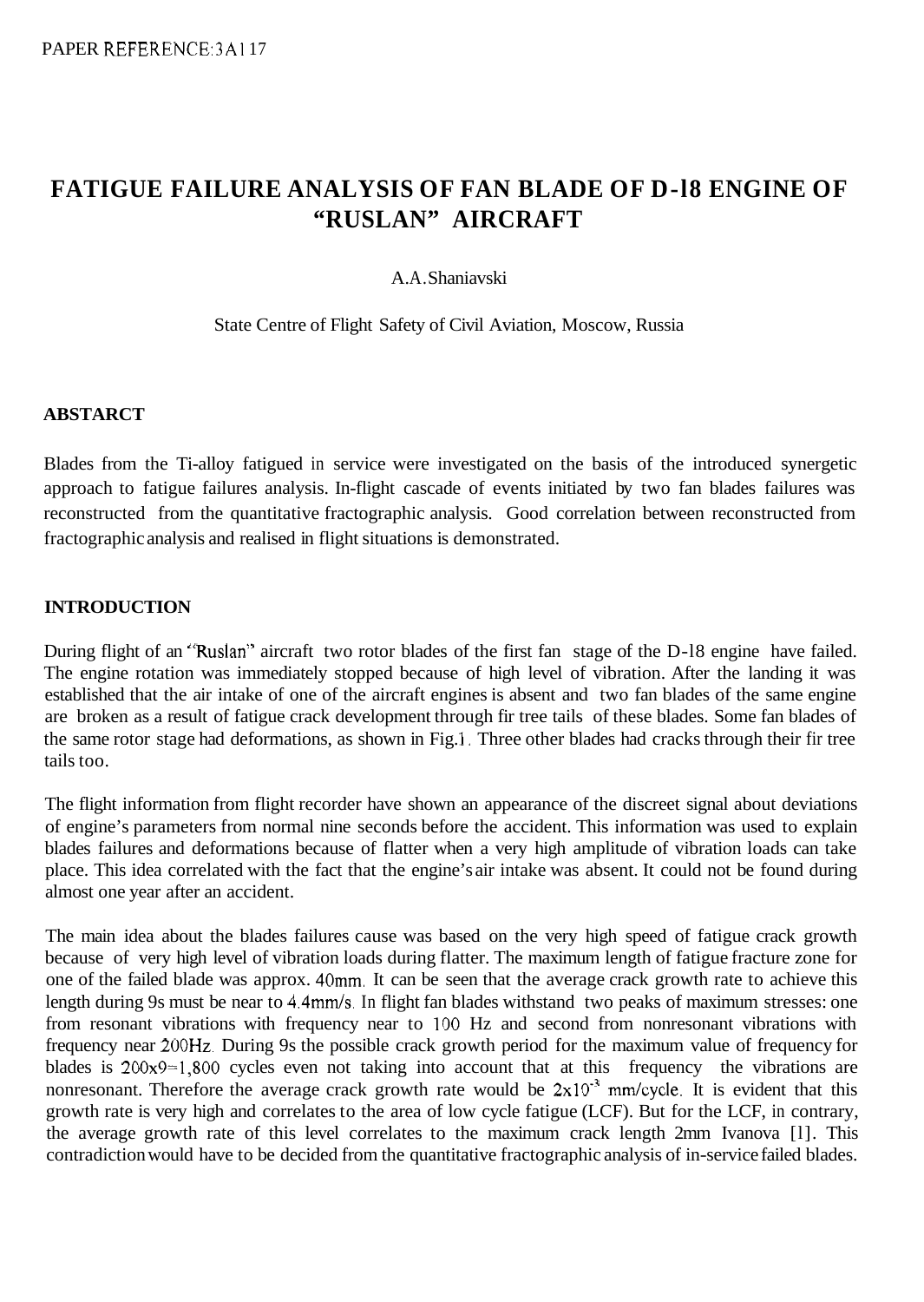PAPER REFERENCE:3A117

# FATIGUE FAILURE ANALYSIS OF FAN BLADE OF D-18 ENGINE OF "RUSLAN" AIRCRAFT

A.A.Shaniavski

State Centre of Flight Safety of Civil Aviation, Moscow, Russia

## ABSTARCT

Blades from the Ti-alloy fatigued in service were investigated on the basis of the introduced synergetic approach to fatigue failures analysis. In-flight cascade of events initiated by two fan blades failures was reconstructed from the quantitative fractographic analysis. Good correlation between reconstructed from fractographic analysis and realised in flight situations is demonstrated.

## INTRODUCTION

During flight of an "Ruslan" aircraft two rotor blades of the first fan stage of the D-18 engine have failed. The engine rotation was immediately stopped because of high level of vibration. After the landing it was established that the air intake of one of the aircraft engines is absent and two fan blades of the same engine are broken as a result of fatigue crack development through fir tree tails of these blades. Some fan blades of the same rotor stage had deformations, as shown in Fig.1. Three other blades had cracks through their fir tree tails too.

The flight information from flight recorder have shown an appearance of the discreet signal about deviations of engine's parameters from normal nine seconds before the accident. This information was used to explain blades failures and deformations because of flatter when a very high amplitude of vibration loads can take place. This idea correlated with the fact that the engine's air intake was absent. It could not be found during almost one year after an accident.

The main idea about the blades failures cause was based on the very high speed of fatigue crack growth because of very high level of vibration loads during flatter. The maximum length of fatigue fracture zone for one of the failed blade was approx. 40mm. It can be seen that the average crack growth rate to achieve this length during 9s must be near to 4.4mm/s. In flight fan blades withstand two peaks of maximum stresses: one from resonant vibrations with frequency near to 100 Hz and second from nonresonant vibrations with frequency near 200Hz. During 9s the possible crack growth period for the maximum value of frequency for blades is $200 \times 9 = 1{,}800$ cycles even not taking into account that at this frequency the vibrations are nonresonant. Therefore the average crack growth rate would be $2 \times 10^{-3}$ mm/cycle. It is evident that this growth rate is very high and correlates to the area of low cycle fatigue (LCF). But for the LCF, in contrary, the average growth rate of this level correlates to the maximum crack length 2mm Ivanova [1]. This contradiction would have to be decided from the quantitative fractographic analysis of in-service failed blades.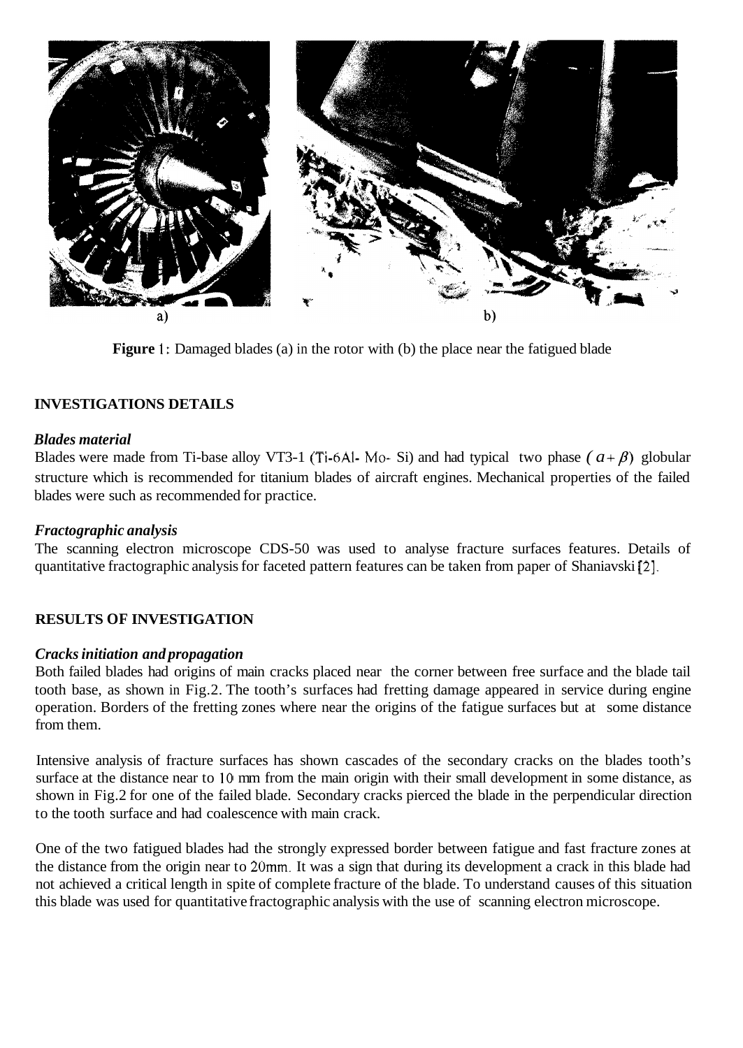Figure 1: Damaged blades (a) in the rotor with (b) the place near the fatigued blade

## INVESTIGATIONS DETAILS

### *Blades material*

Blades were made from Ti-base alloy VT3-1 (Ti-6Al- Mo- Si) and had typical two phase $(\alpha + \beta)$ globular structure which is recommended for titanium blades of aircraft engines. Mechanical properties of the failed blades were such as recommended for practice.

### *Fractographic analysis*

The scanning electron microscope CDS-50 was used to analyse fracture surfaces features. Details of quantitative fractographic analysis for faceted pattern features can be taken from paper of Shaniavski [2].

## RESULTS OF INVESTIGATION

### *Cracks initiation and propagation*

Both failed blades had origins of main cracks placed near the corner between free surface and the blade tail tooth base, as shown in Fig.2. The tooth's surfaces had fretting damage appeared in service during engine operation. Borders of the fretting zones where near the origins of the fatigue surfaces but at some distance from them.

Intensive analysis of fracture surfaces has shown cascades of the secondary cracks on the blades tooth's surface at the distance near to 10 mm from the main origin with their small development in some distance, as shown in Fig.2 for one of the failed blade. Secondary cracks pierced the blade in the perpendicular direction to the tooth surface and had coalescence with main crack.

One of the two fatigued blades had the strongly expressed border between fatigue and fast fracture zones at the distance from the origin near to 20mm. It was a sign that during its development a crack in this blade had not achieved a critical length in spite of complete fracture of the blade. To understand causes of this situation this blade was used for quantitative fractographic analysis with the use of scanning electron microscope.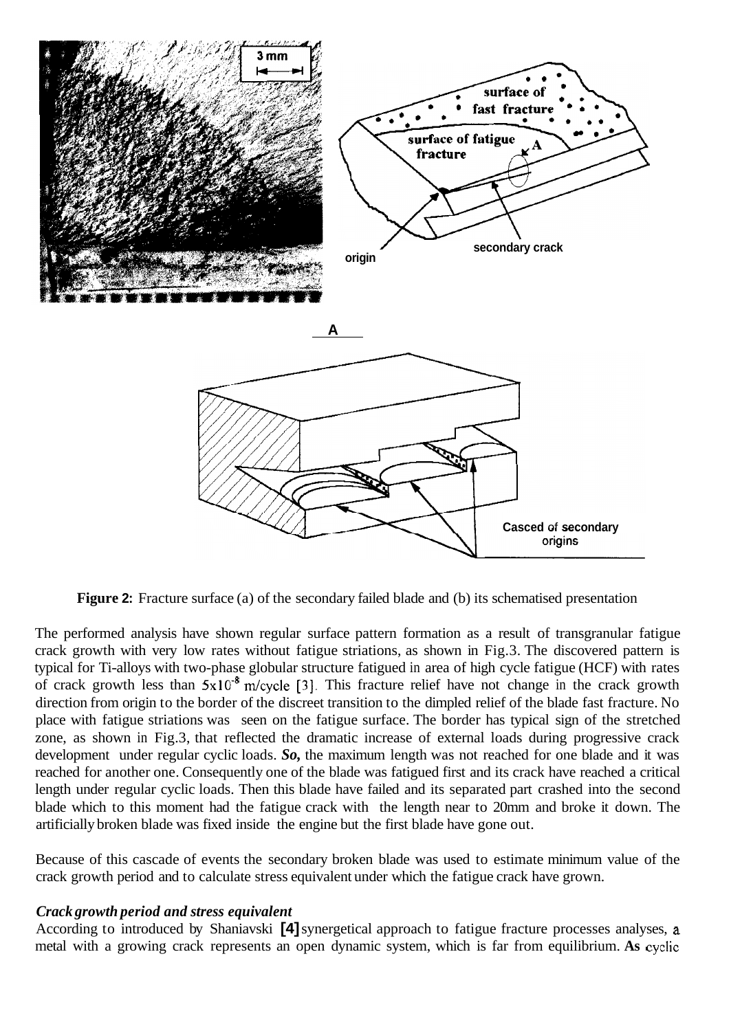**Figure 2:** Fracture surface (a) of the secondary failed blade and (b) its schematised presentation

The performed analysis have shown regular surface pattern formation as a result of transgranular fatigue crack growth with very low rates without fatigue striations, as shown in Fig.3. The discovered pattern is typical for Ti-alloys with two-phase globular structure fatigued in area of high cycle fatigue (HCF) with rates of crack growth less than $5x10^{-8}$ m/cycle [3]. This fracture relief have not change in the crack growth direction from origin to the border of the discreet transition to the dimpled relief of the blade fast fracture. No place with fatigue striations was seen on the fatigue surface. The border has typical sign of the stretched zone, as shown in Fig.3, that reflected the dramatic increase of external loads during progressive crack development under regular cyclic loads. ***So,*** the maximum length was not reached for one blade and it was reached for another one. Consequently one of the blade was fatigued first and its crack have reached a critical length under regular cyclic loads. Then this blade have failed and its separated part crashed into the second blade which to this moment had the fatigue crack with the length near to 20mm and broke it down. The artificially broken blade was fixed inside the engine but the first blade have gone out.

Because of this cascade of events the secondary broken blade was used to estimate minimum value of the crack growth period and to calculate stress equivalent under which the fatigue crack have grown.

### *Crack growth period and stress equivalent*

According to introduced by Shaniavski [4] synergetical approach to fatigue fracture processes analyses, a metal with a growing crack represents an open dynamic system, which is far from equilibrium. **As** cyclic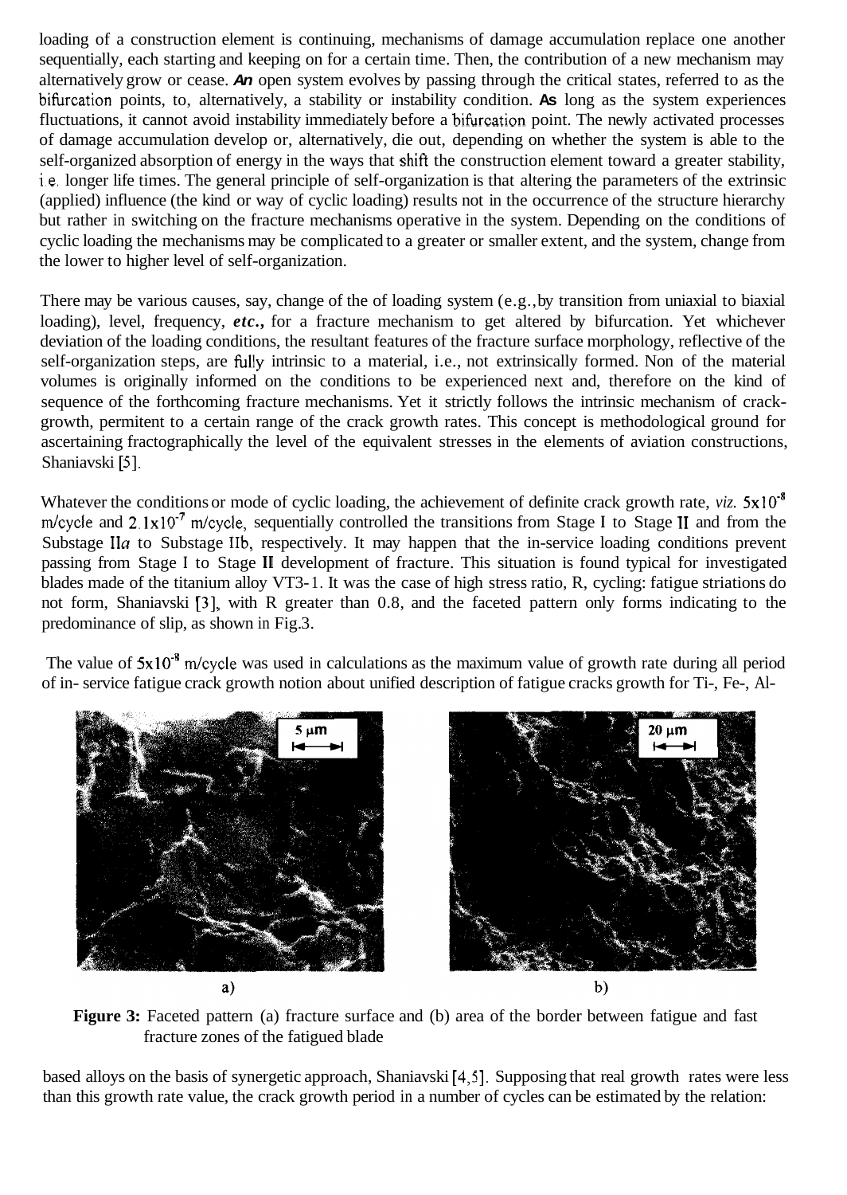loading of a construction element is continuing, mechanisms of damage accumulation replace one another sequentially, each starting and keeping on for a certain time. Then, the contribution of a new mechanism may alternatively grow or cease. ***An*** open system evolves by passing through the critical states, referred to as the bifurcation points, to, alternatively, a stability or instability condition. **As** long as the system experiences fluctuations, it cannot avoid instability immediately before a bifurcation point. The newly activated processes of damage accumulation develop or, alternatively, die out, depending on whether the system is able to the self-organized absorption of energy in the ways that shift the construction element toward a greater stability, i.e. longer life times. The general principle of self-organization is that altering the parameters of the extrinsic (applied) influence (the kind or way of cyclic loading) results not in the occurrence of the structure hierarchy but rather in switching on the fracture mechanisms operative in the system. Depending on the conditions of cyclic loading the mechanisms may be complicated to a greater or smaller extent, and the system, change from the lower to higher level of self-organization.

There may be various causes, say, change of the of loading system (e.g.,by transition from uniaxial to biaxial loading), level, frequency, ***etc.***, for a fracture mechanism to get altered by bifurcation. Yet whichever deviation of the loading conditions, the resultant features of the fracture surface morphology, reflective of the self-organization steps, are fully intrinsic to a material, i.e., not extrinsically formed. Non of the material volumes is originally informed on the conditions to be experienced next and, therefore on the kind of sequence of the forthcoming fracture mechanisms. Yet it strictly follows the intrinsic mechanism of crack-growth, permitent to a certain range of the crack growth rates. This concept is methodological ground for ascertaining fractographically the level of the equivalent stresses in the elements of aviation constructions, Shaniavski [5].

Whatever the conditions or mode of cyclic loading, the achievement of definite crack growth rate, *viz.* $5 \times 10^{-8}$ m/cycle and $2.1 \times 10^{-7}$ m/cycle, sequentially controlled the transitions from Stage I to Stage II and from the Substage II*a* to Substage IIb, respectively. It may happen that the in-service loading conditions prevent passing from Stage I to Stage II development of fracture. This situation is found typical for investigated blades made of the titanium alloy VT3-1. It was the case of high stress ratio, R, cycling: fatigue striations do not form, Shaniavski [3], with R greater than 0.8, and the faceted pattern only forms indicating to the predominance of slip, as shown in Fig.3.

The value of $5 \times 10^{-8}$ m/cycle was used in calculations as the maximum value of growth rate during all period of in- service fatigue crack growth notion about unified description of fatigue cracks growth for Ti-, Fe-, Al-based alloys on the basis of synergetic approach, Shaniavski [4,5]. Supposing that real growth rates were less than this growth rate value, the crack growth period in a number of cycles can be estimated by the relation:

**Figure 3:** Faceted pattern (a) fracture surface and (b) area of the border between fatigue and fast fracture zones of the fatigued blade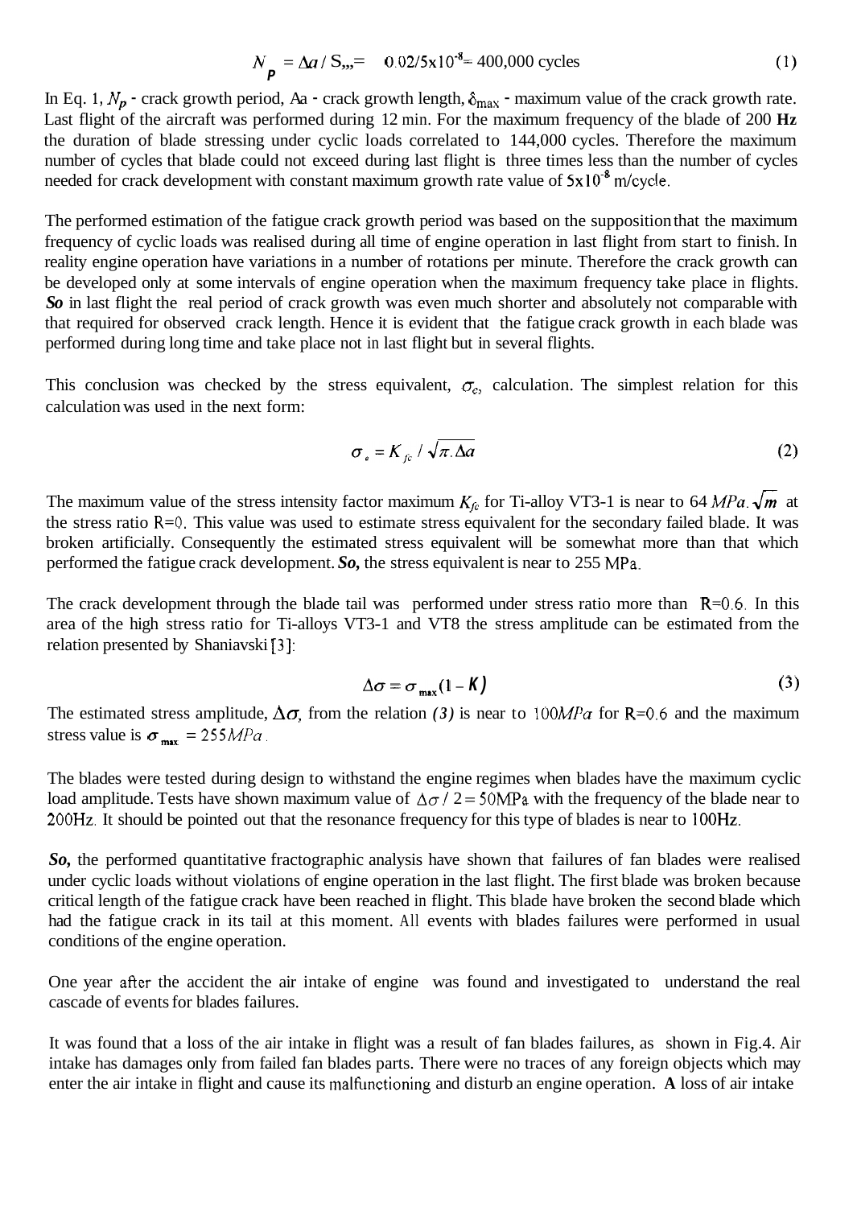$$N_p = \Delta a / S_{max} = 0.02/5\text{x}10^{-8} = 400{,}000 \text{ cycles} \quad (1)$$

In Eq. 1, $N_p$ - crack growth period, Aa - crack growth length, $\delta_{max}$ - maximum value of the crack growth rate. Last flight of the aircraft was performed during 12 min. For the maximum frequency of the blade of 200 **Hz** the duration of blade stressing under cyclic loads correlated to 144,000 cycles. Therefore the maximum number of cycles that blade could not exceed during last flight is three times less than the number of cycles needed for crack development with constant maximum growth rate value of $5\text{x}10^{-8}$ m/cycle.

The performed estimation of the fatigue crack growth period was based on the supposition that the maximum frequency of cyclic loads was realised during all time of engine operation in last flight from start to finish. In reality engine operation have variations in a number of rotations per minute. Therefore the crack growth can be developed only at some intervals of engine operation when the maximum frequency take place in flights. ***So*** in last flight the real period of crack growth was even much shorter and absolutely not comparable with that required for observed crack length. Hence it is evident that the fatigue crack growth in each blade was performed during long time and take place not in last flight but in several flights.

This conclusion was checked by the stress equivalent, $\sigma_e$, calculation. The simplest relation for this calculation was used in the next form:

$$\sigma_e = K_{fc} / \sqrt{\pi . \Delta a} \quad (2)$$

The maximum value of the stress intensity factor maximum $K_{fc}$ for Ti-alloy VT3-1 is near to 64 $MPa.\sqrt{m}$ at the stress ratio R=0. This value was used to estimate stress equivalent for the secondary failed blade. It was broken artificially. Consequently the estimated stress equivalent will be somewhat more than that which performed the fatigue crack development. ***So,*** the stress equivalent is near to 255 MPa.

The crack development through the blade tail was performed under stress ratio more than R=0.6. In this area of the high stress ratio for Ti-alloys VT3-1 and VT8 the stress amplitude can be estimated from the relation presented by Shaniavski [3]:

$$\Delta\sigma = \sigma_{max}(1 - K) \quad (3)$$

The estimated stress amplitude, $\Delta\sigma$, from the relation *(3)* is near to $100MPa$ for R=0.6 and the maximum stress value is $\sigma_{max} = 255MPa$.

The blades were tested during design to withstand the engine regimes when blades have the maximum cyclic load amplitude. Tests have shown maximum value of $\Delta\sigma / 2 = 50$MPa with the frequency of the blade near to 200Hz. It should be pointed out that the resonance frequency for this type of blades is near to 100Hz.

***So,*** the performed quantitative fractographic analysis have shown that failures of fan blades were realised under cyclic loads without violations of engine operation in the last flight. The first blade was broken because critical length of the fatigue crack have been reached in flight. This blade have broken the second blade which had the fatigue crack in its tail at this moment. All events with blades failures were performed in usual conditions of the engine operation.

One year after the accident the air intake of engine was found and investigated to understand the real cascade of events for blades failures.

It was found that a loss of the air intake in flight was a result of fan blades failures, as shown in Fig.4. Air intake has damages only from failed fan blades parts. There were no traces of any foreign objects which may enter the air intake in flight and cause its malfunctioning and disturb an engine operation. **A** loss of air intake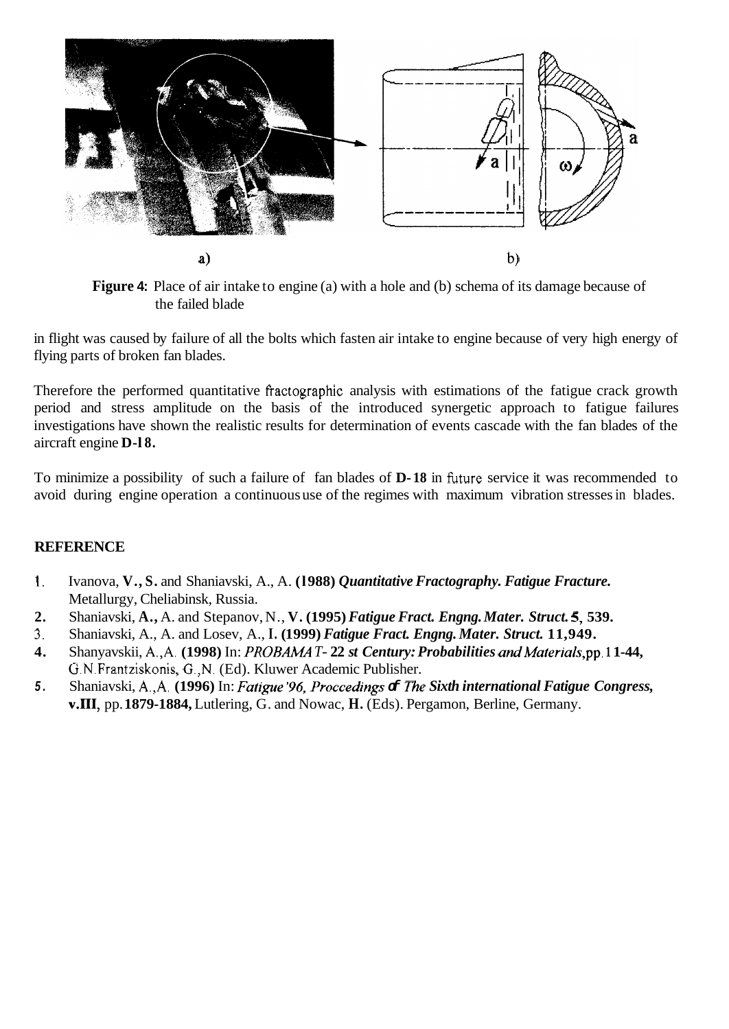a)

b)

a

a

ω

**Figure 4:** Place of air intake to engine (a) with a hole and (b) schema of its damage because of the failed blade

in flight was caused by failure of all the bolts which fasten air intake to engine because of very high energy of flying parts of broken fan blades.

Therefore the performed quantitative fractographic analysis with estimations of the fatigue crack growth period and stress amplitude on the basis of the introduced synergetic approach to fatigue failures investigations have shown the realistic results for determination of events cascade with the fan blades of the aircraft engine **D-18.**

To minimize a possibility of such a failure of fan blades of **D-18** in future service it was recommended to avoid during engine operation a continuous use of the regimes with maximum vibration stresses in blades.

## REFERENCE

1. Ivanova, **V., S.** and Shaniavski, A., A. **(1988)** ***Quantitative Fractography. Fatigue Fracture.*** Metallurgy, Cheliabinsk, Russia.
2. Shaniavski, **A.,** A. and Stepanov, N., **V. (1995)** ***Fatigue Fract. Engng. Mater. Struct.* 5, 539.**
3. Shaniavski, A., A. and Losev, A., **I. (1999)** ***Fatigue Fract. Engng. Mater. Struct.* 11,949.**
4. Shanyavskii, A.,A. **(1998)** In: *PROBAMAT*- **22 st *Century: Probabilities and Materials*,pp.11-44,** G.N.Frantziskonis, G.,N. (Ed). Kluwer Academic Publisher.
5. Shaniavski, A.,A. **(1996)** In: *Fatigue'96, Proccedings* ***of The Sixth international Fatigue Congress,*** **v.III,** pp.**1879-1884,** Lutlering, G. and Nowac, **H.** (Eds). Pergamon, Berline, Germany.